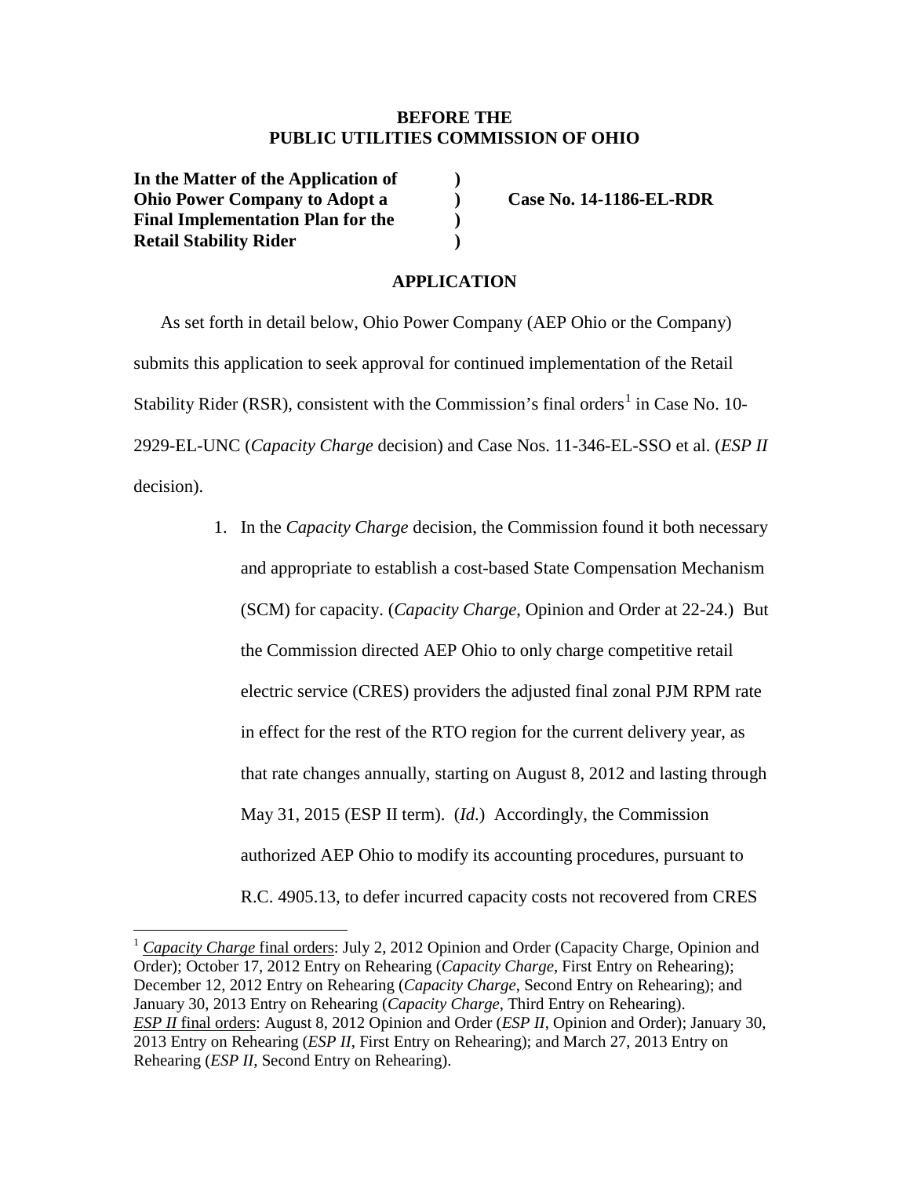**BEFORE THE**
**PUBLIC UTILITIES COMMISSION OF OHIO**

| | | |
|---|---|---|
| **In the Matter of the Application of Ohio Power Company to Adopt a Final Implementation Plan for the Retail Stability Rider** | **)** **)** **)** **)** | **Case No. 14-1186-EL-RDR** |

**APPLICATION**

As set forth in detail below, Ohio Power Company (AEP Ohio or the Company) submits this application to seek approval for continued implementation of the Retail Stability Rider (RSR), consistent with the Commission's final orders[1] in Case No. 10-2929-EL-UNC (*Capacity Charge* decision) and Case Nos. 11-346-EL-SSO et al. (*ESP II* decision).

1. In the *Capacity Charge* decision, the Commission found it both necessary and appropriate to establish a cost-based State Compensation Mechanism (SCM) for capacity. (*Capacity Charge*, Opinion and Order at 22-24.) But the Commission directed AEP Ohio to only charge competitive retail electric service (CRES) providers the adjusted final zonal PJM RPM rate in effect for the rest of the RTO region for the current delivery year, as that rate changes annually, starting on August 8, 2012 and lasting through May 31, 2015 (ESP II term). (*Id*.) Accordingly, the Commission authorized AEP Ohio to modify its accounting procedures, pursuant to R.C. 4905.13, to defer incurred capacity costs not recovered from CRES

[1] *Capacity Charge* final orders: July 2, 2012 Opinion and Order (Capacity Charge, Opinion and Order); October 17, 2012 Entry on Rehearing (*Capacity Charge*, First Entry on Rehearing); December 12, 2012 Entry on Rehearing (*Capacity Charge*, Second Entry on Rehearing); and January 30, 2013 Entry on Rehearing (*Capacity Charge*, Third Entry on Rehearing). *ESP II* final orders: August 8, 2012 Opinion and Order (*ESP II*, Opinion and Order); January 30, 2013 Entry on Rehearing (*ESP II*, First Entry on Rehearing); and March 27, 2013 Entry on Rehearing (*ESP II*, Second Entry on Rehearing).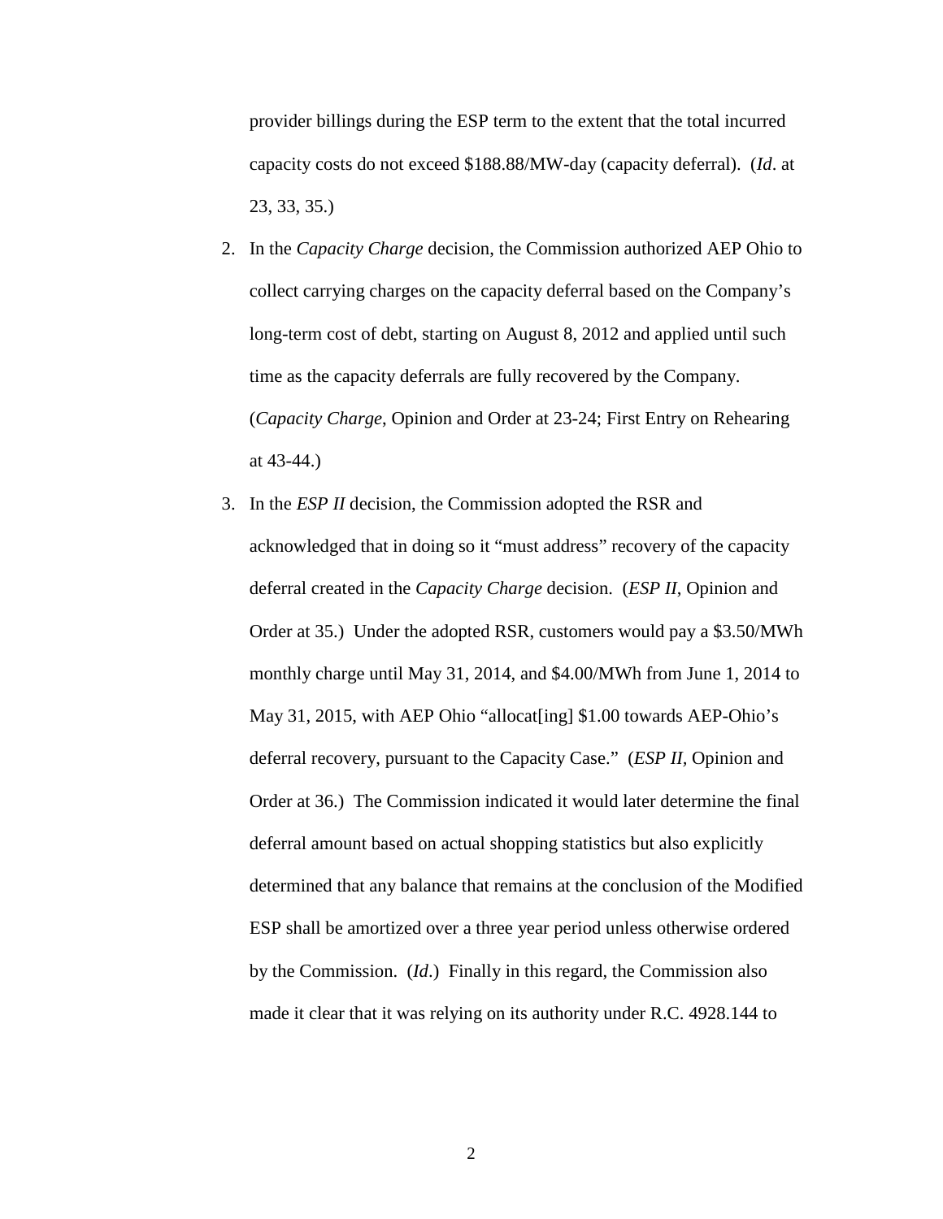provider billings during the ESP term to the extent that the total incurred capacity costs do not exceed $188.88/MW-day (capacity deferral). (*Id*. at 23, 33, 35.)

2. In the *Capacity Charge* decision, the Commission authorized AEP Ohio to collect carrying charges on the capacity deferral based on the Company's long-term cost of debt, starting on August 8, 2012 and applied until such time as the capacity deferrals are fully recovered by the Company. (*Capacity Charge*, Opinion and Order at 23-24; First Entry on Rehearing at 43-44.)

3. In the *ESP II* decision, the Commission adopted the RSR and acknowledged that in doing so it "must address" recovery of the capacity deferral created in the *Capacity Charge* decision. (*ESP II*, Opinion and Order at 35.) Under the adopted RSR, customers would pay a $3.50/MWh monthly charge until May 31, 2014, and $4.00/MWh from June 1, 2014 to May 31, 2015, with AEP Ohio "allocat[ing] $1.00 towards AEP-Ohio's deferral recovery, pursuant to the Capacity Case." (*ESP II*, Opinion and Order at 36.) The Commission indicated it would later determine the final deferral amount based on actual shopping statistics but also explicitly determined that any balance that remains at the conclusion of the Modified ESP shall be amortized over a three year period unless otherwise ordered by the Commission. (*Id*.) Finally in this regard, the Commission also made it clear that it was relying on its authority under R.C. 4928.144 to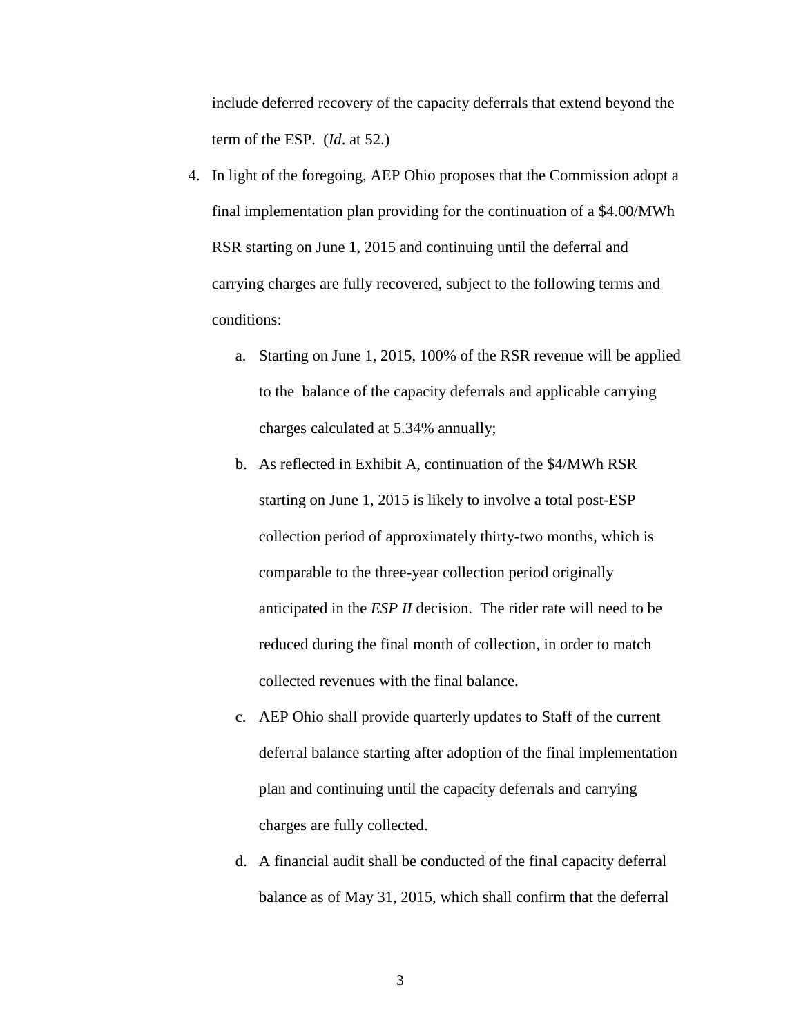include deferred recovery of the capacity deferrals that extend beyond the term of the ESP. (*Id*. at 52.)

4. In light of the foregoing, AEP Ohio proposes that the Commission adopt a final implementation plan providing for the continuation of a $4.00/MWh RSR starting on June 1, 2015 and continuing until the deferral and carrying charges are fully recovered, subject to the following terms and conditions:

   a. Starting on June 1, 2015, 100% of the RSR revenue will be applied to the balance of the capacity deferrals and applicable carrying charges calculated at 5.34% annually;

   b. As reflected in Exhibit A, continuation of the $4/MWh RSR starting on June 1, 2015 is likely to involve a total post-ESP collection period of approximately thirty-two months, which is comparable to the three-year collection period originally anticipated in the *ESP II* decision. The rider rate will need to be reduced during the final month of collection, in order to match collected revenues with the final balance.

   c. AEP Ohio shall provide quarterly updates to Staff of the current deferral balance starting after adoption of the final implementation plan and continuing until the capacity deferrals and carrying charges are fully collected.

   d. A financial audit shall be conducted of the final capacity deferral balance as of May 31, 2015, which shall confirm that the deferral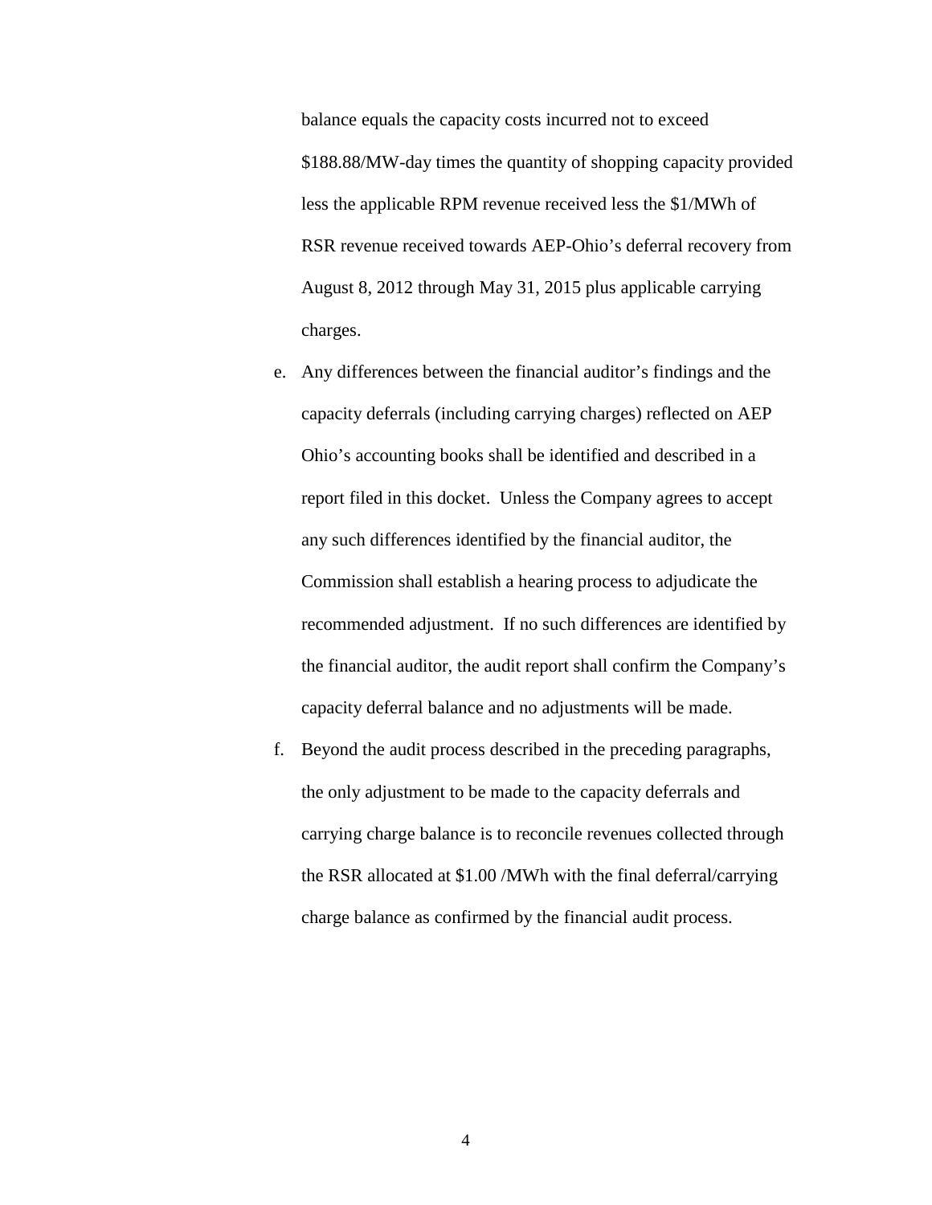balance equals the capacity costs incurred not to exceed \$188.88/MW-day times the quantity of shopping capacity provided less the applicable RPM revenue received less the \$1/MWh of RSR revenue received towards AEP-Ohio's deferral recovery from August 8, 2012 through May 31, 2015 plus applicable carrying charges.

e. Any differences between the financial auditor's findings and the capacity deferrals (including carrying charges) reflected on AEP Ohio's accounting books shall be identified and described in a report filed in this docket. Unless the Company agrees to accept any such differences identified by the financial auditor, the Commission shall establish a hearing process to adjudicate the recommended adjustment. If no such differences are identified by the financial auditor, the audit report shall confirm the Company's capacity deferral balance and no adjustments will be made.

f. Beyond the audit process described in the preceding paragraphs, the only adjustment to be made to the capacity deferrals and carrying charge balance is to reconcile revenues collected through the RSR allocated at \$1.00 /MWh with the final deferral/carrying charge balance as confirmed by the financial audit process.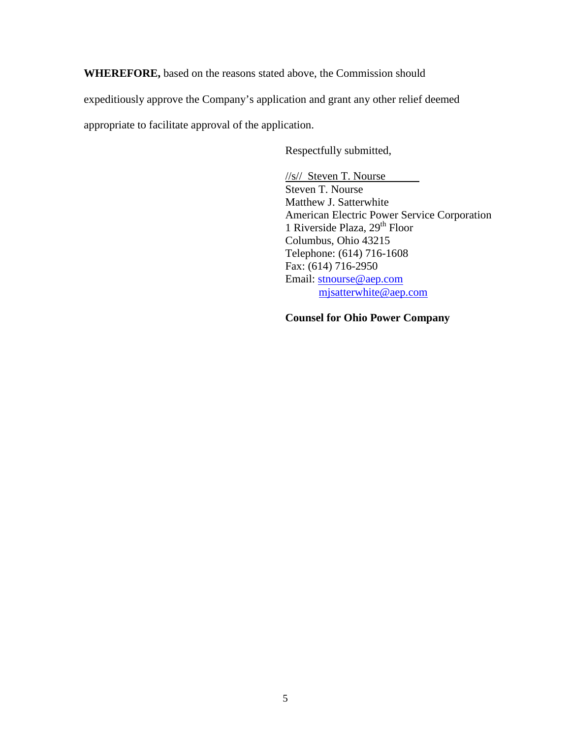**WHEREFORE,** based on the reasons stated above, the Commission should expeditiously approve the Company's application and grant any other relief deemed appropriate to facilitate approval of the application.

Respectfully submitted,

//s// Steven T. Nourse
Steven T. Nourse
Matthew J. Satterwhite
American Electric Power Service Corporation
1 Riverside Plaza, 29th Floor
Columbus, Ohio 43215
Telephone: (614) 716-1608
Fax: (614) 716-2950
Email: stnourse@aep.com
mjsatterwhite@aep.com

**Counsel for Ohio Power Company**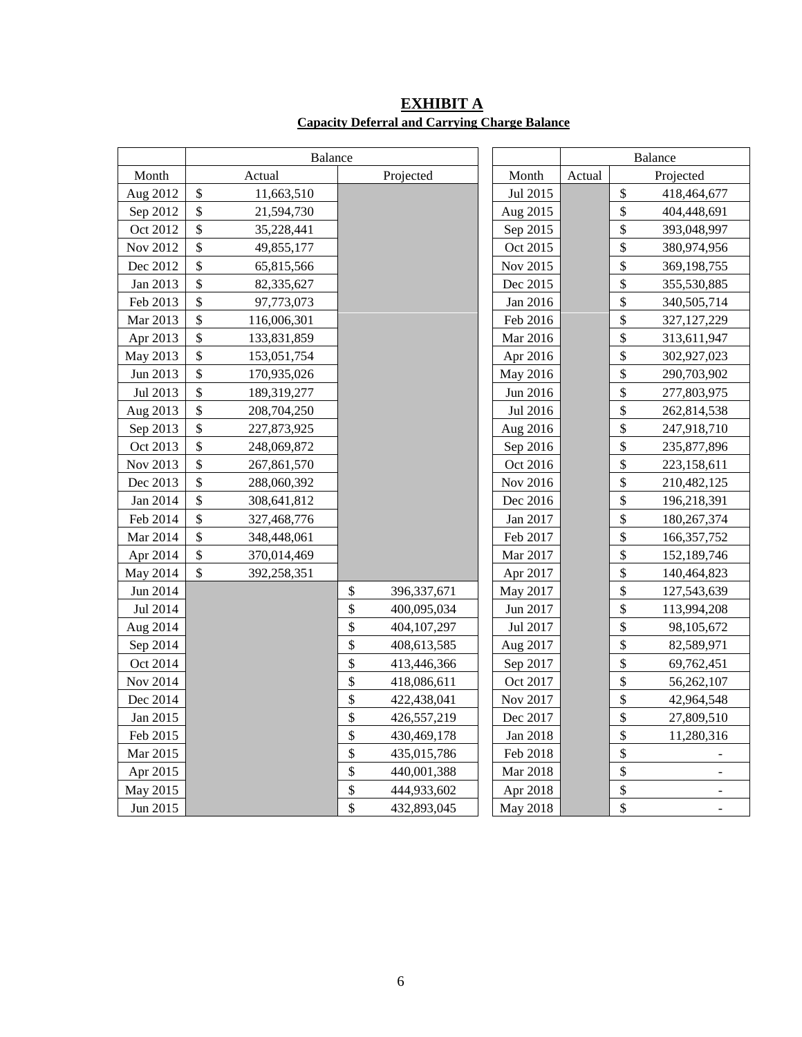# EXHIBIT A

**Capacity Deferral and Carrying Charge Balance**

| | Balance | | | | Balance | |
|---|---|---|---|---|---|---|
| Month | Actual | Projected | | Month | Actual | Projected |
| Aug 2012 | $ 11,663,510 | | | Jul 2015 | | $ 418,464,677 |
| Sep 2012 | $ 21,594,730 | | | Aug 2015 | | $ 404,448,691 |
| Oct 2012 | $ 35,228,441 | | | Sep 2015 | | $ 393,048,997 |
| Nov 2012 | $ 49,855,177 | | | Oct 2015 | | $ 380,974,956 |
| Dec 2012 | $ 65,815,566 | | | Nov 2015 | | $ 369,198,755 |
| Jan 2013 | $ 82,335,627 | | | Dec 2015 | | $ 355,530,885 |
| Feb 2013 | $ 97,773,073 | | | Jan 2016 | | $ 340,505,714 |
| Mar 2013 | $ 116,006,301 | | | Feb 2016 | | $ 327,127,229 |
| Apr 2013 | $ 133,831,859 | | | Mar 2016 | | $ 313,611,947 |
| May 2013 | $ 153,051,754 | | | Apr 2016 | | $ 302,927,023 |
| Jun 2013 | $ 170,935,026 | | | May 2016 | | $ 290,703,902 |
| Jul 2013 | $ 189,319,277 | | | Jun 2016 | | $ 277,803,975 |
| Aug 2013 | $ 208,704,250 | | | Jul 2016 | | $ 262,814,538 |
| Sep 2013 | $ 227,873,925 | | | Aug 2016 | | $ 247,918,710 |
| Oct 2013 | $ 248,069,872 | | | Sep 2016 | | $ 235,877,896 |
| Nov 2013 | $ 267,861,570 | | | Oct 2016 | | $ 223,158,611 |
| Dec 2013 | $ 288,060,392 | | | Nov 2016 | | $ 210,482,125 |
| Jan 2014 | $ 308,641,812 | | | Dec 2016 | | $ 196,218,391 |
| Feb 2014 | $ 327,468,776 | | | Jan 2017 | | $ 180,267,374 |
| Mar 2014 | $ 348,448,061 | | | Feb 2017 | | $ 166,357,752 |
| Apr 2014 | $ 370,014,469 | | | Mar 2017 | | $ 152,189,746 |
| May 2014 | $ 392,258,351 | | | Apr 2017 | | $ 140,464,823 |
| Jun 2014 | | $ 396,337,671 | | May 2017 | | $ 127,543,639 |
| Jul 2014 | | $ 400,095,034 | | Jun 2017 | | $ 113,994,208 |
| Aug 2014 | | $ 404,107,297 | | Jul 2017 | | $ 98,105,672 |
| Sep 2014 | | $ 408,613,585 | | Aug 2017 | | $ 82,589,971 |
| Oct 2014 | | $ 413,446,366 | | Sep 2017 | | $ 69,762,451 |
| Nov 2014 | | $ 418,086,611 | | Oct 2017 | | $ 56,262,107 |
| Dec 2014 | | $ 422,438,041 | | Nov 2017 | | $ 42,964,548 |
| Jan 2015 | | $ 426,557,219 | | Dec 2017 | | $ 27,809,510 |
| Feb 2015 | | $ 430,469,178 | | Jan 2018 | | $ 11,280,316 |
| Mar 2015 | | $ 435,015,786 | | Feb 2018 | | $ - |
| Apr 2015 | | $ 440,001,388 | | Mar 2018 | | $ - |
| May 2015 | | $ 444,933,602 | | Apr 2018 | | $ - |
| Jun 2015 | | $ 432,893,045 | | May 2018 | | $ - |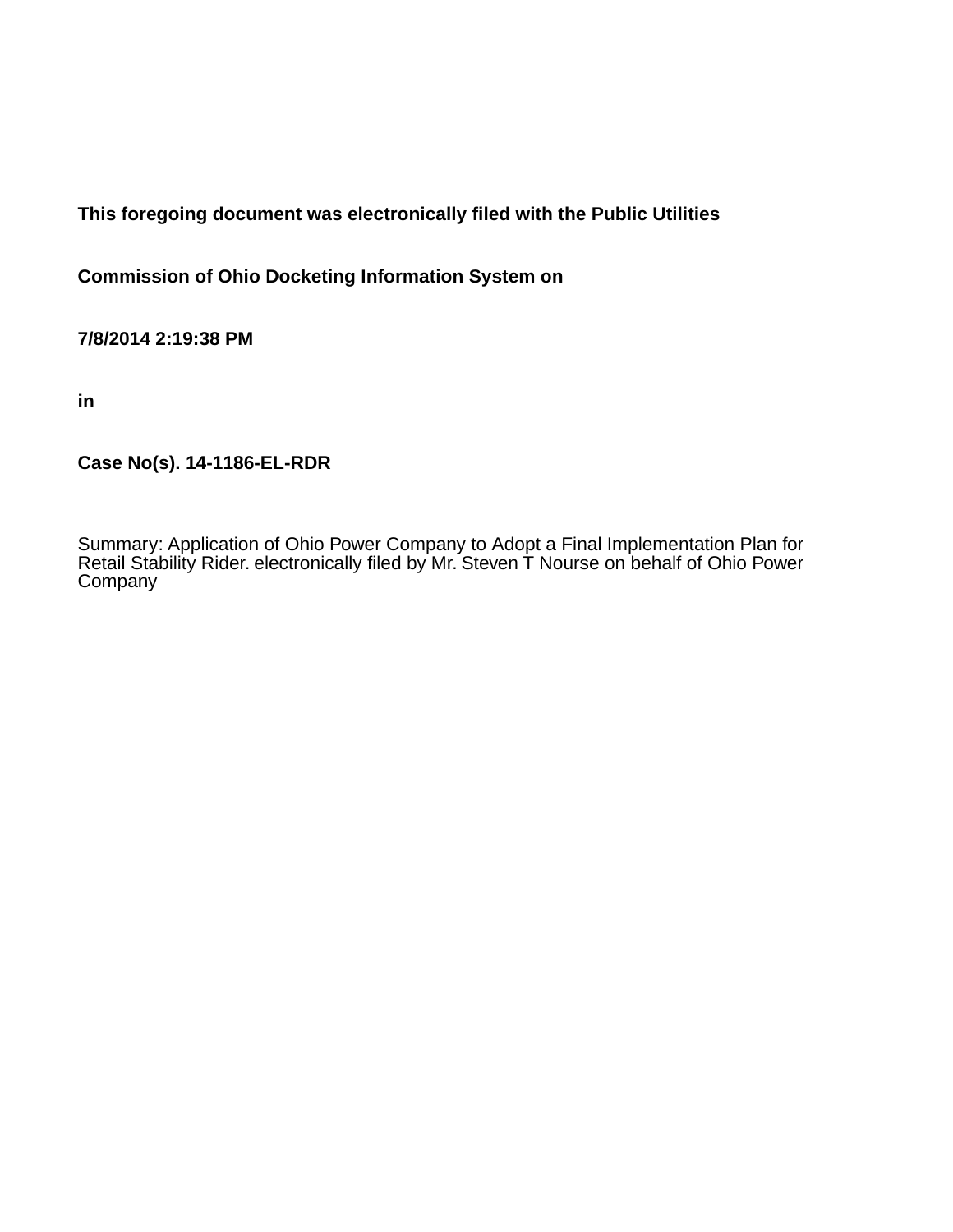**This foregoing document was electronically filed with the Public Utilities**

**Commission of Ohio Docketing Information System on**

**7/8/2014 2:19:38 PM**

**in**

**Case No(s). 14-1186-EL-RDR**

Summary: Application of Ohio Power Company to Adopt a Final Implementation Plan for Retail Stability Rider. electronically filed by Mr. Steven T Nourse on behalf of Ohio Power Company